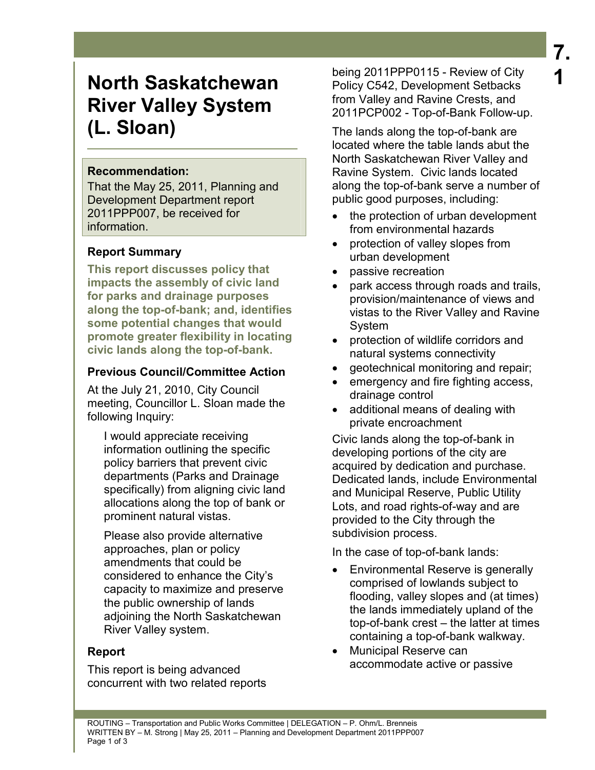# North Saskatchewan River Valley System (L. Sloan)

7.1

**Recommendation:**

That the May 25, 2011, Planning and Development Department report 2011PPP007, be received for information.

### Report Summary

**This report discusses policy that impacts the assembly of civic land for parks and drainage purposes along the top-of-bank; and, identifies some potential changes that would promote greater flexibility in locating civic lands along the top-of-bank.**

### Previous Council/Committee Action

At the July 21, 2010, City Council meeting, Councillor L. Sloan made the following Inquiry:

> I would appreciate receiving information outlining the specific policy barriers that prevent civic departments (Parks and Drainage specifically) from aligning civic land allocations along the top of bank or prominent natural vistas.
>
> Please also provide alternative approaches, plan or policy amendments that could be considered to enhance the City's capacity to maximize and preserve the public ownership of lands adjoining the North Saskatchewan River Valley system.

### Report

This report is being advanced concurrent with two related reports being 2011PPP0115 - Review of City Policy C542, Development Setbacks from Valley and Ravine Crests, and 2011PCP002 - Top-of-Bank Follow-up.

The lands along the top-of-bank are located where the table lands abut the North Saskatchewan River Valley and Ravine System. Civic lands located along the top-of-bank serve a number of public good purposes, including:

- the protection of urban development from environmental hazards
- protection of valley slopes from urban development
- passive recreation
- park access through roads and trails, provision/maintenance of views and vistas to the River Valley and Ravine System
- protection of wildlife corridors and natural systems connectivity
- geotechnical monitoring and repair;
- emergency and fire fighting access, drainage control
- additional means of dealing with private encroachment

Civic lands along the top-of-bank in developing portions of the city are acquired by dedication and purchase. Dedicated lands, include Environmental and Municipal Reserve, Public Utility Lots, and road rights-of-way and are provided to the City through the subdivision process.

In the case of top-of-bank lands:

- Environmental Reserve is generally comprised of lowlands subject to flooding, valley slopes and (at times) the lands immediately upland of the top-of-bank crest – the latter at times containing a top-of-bank walkway.
- Municipal Reserve can accommodate active or passive

ROUTING – Transportation and Public Works Committee | DELEGATION – P. Ohm/L. Brenneis
WRITTEN BY – M. Strong | May 25, 2011 – Planning and Development Department 2011PPP007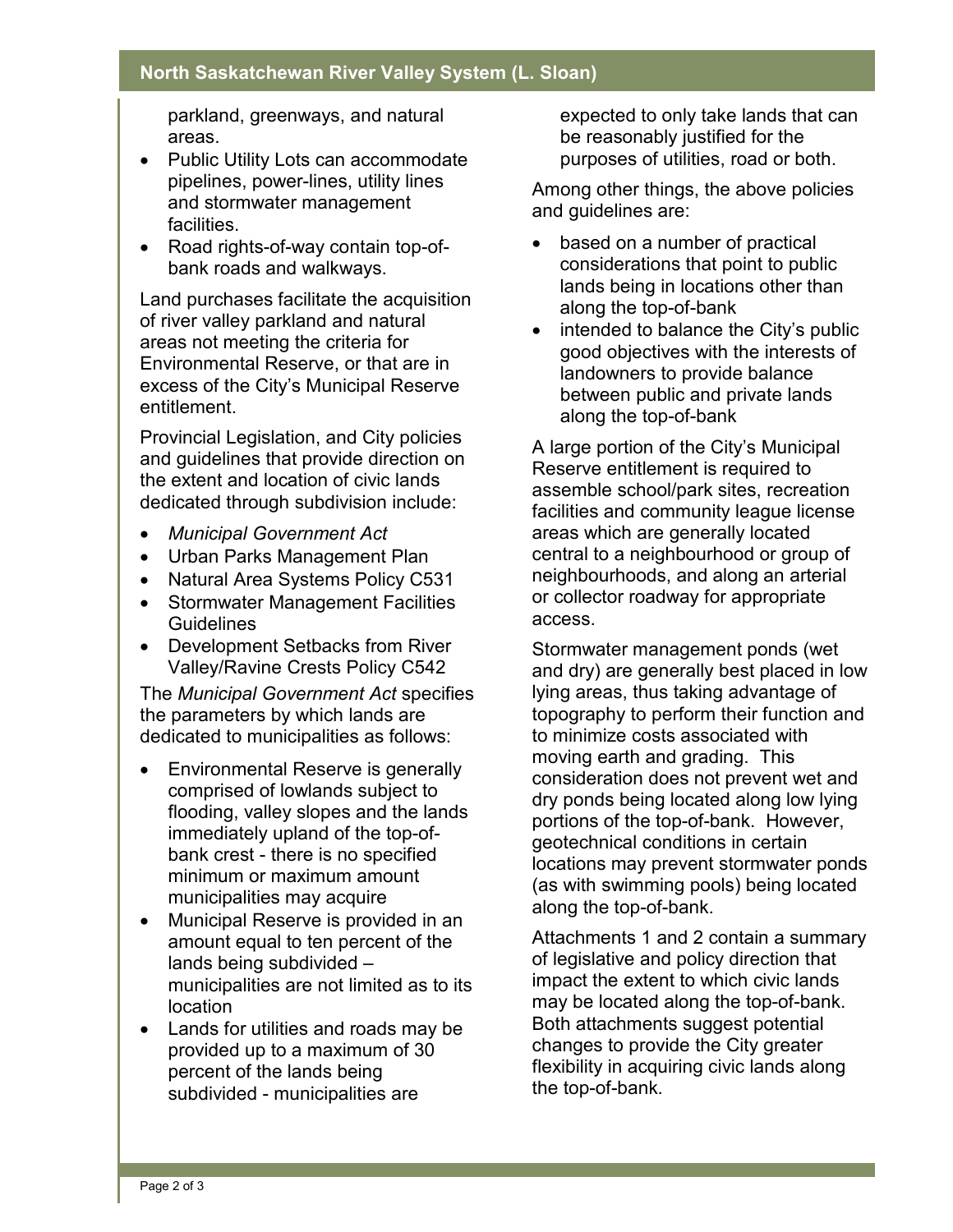parkland, greenways, and natural areas.

- Public Utility Lots can accommodate pipelines, power-lines, utility lines and stormwater management facilities.
- Road rights-of-way contain top-of-bank roads and walkways.

Land purchases facilitate the acquisition of river valley parkland and natural areas not meeting the criteria for Environmental Reserve, or that are in excess of the City's Municipal Reserve entitlement.

Provincial Legislation, and City policies and guidelines that provide direction on the extent and location of civic lands dedicated through subdivision include:

- *Municipal Government Act*
- Urban Parks Management Plan
- Natural Area Systems Policy C531
- Stormwater Management Facilities Guidelines
- Development Setbacks from River Valley/Ravine Crests Policy C542

The *Municipal Government Act* specifies the parameters by which lands are dedicated to municipalities as follows:

- Environmental Reserve is generally comprised of lowlands subject to flooding, valley slopes and the lands immediately upland of the top-of-bank crest - there is no specified minimum or maximum amount municipalities may acquire
- Municipal Reserve is provided in an amount equal to ten percent of the lands being subdivided – municipalities are not limited as to its location
- Lands for utilities and roads may be provided up to a maximum of 30 percent of the lands being subdivided - municipalities are expected to only take lands that can be reasonably justified for the purposes of utilities, road or both.

Among other things, the above policies and guidelines are:

- based on a number of practical considerations that point to public lands being in locations other than along the top-of-bank
- intended to balance the City's public good objectives with the interests of landowners to provide balance between public and private lands along the top-of-bank

A large portion of the City's Municipal Reserve entitlement is required to assemble school/park sites, recreation facilities and community league license areas which are generally located central to a neighbourhood or group of neighbourhoods, and along an arterial or collector roadway for appropriate access.

Stormwater management ponds (wet and dry) are generally best placed in low lying areas, thus taking advantage of topography to perform their function and to minimize costs associated with moving earth and grading. This consideration does not prevent wet and dry ponds being located along low lying portions of the top-of-bank. However, geotechnical conditions in certain locations may prevent stormwater ponds (as with swimming pools) being located along the top-of-bank.

Attachments 1 and 2 contain a summary of legislative and policy direction that impact the extent to which civic lands may be located along the top-of-bank. Both attachments suggest potential changes to provide the City greater flexibility in acquiring civic lands along the top-of-bank.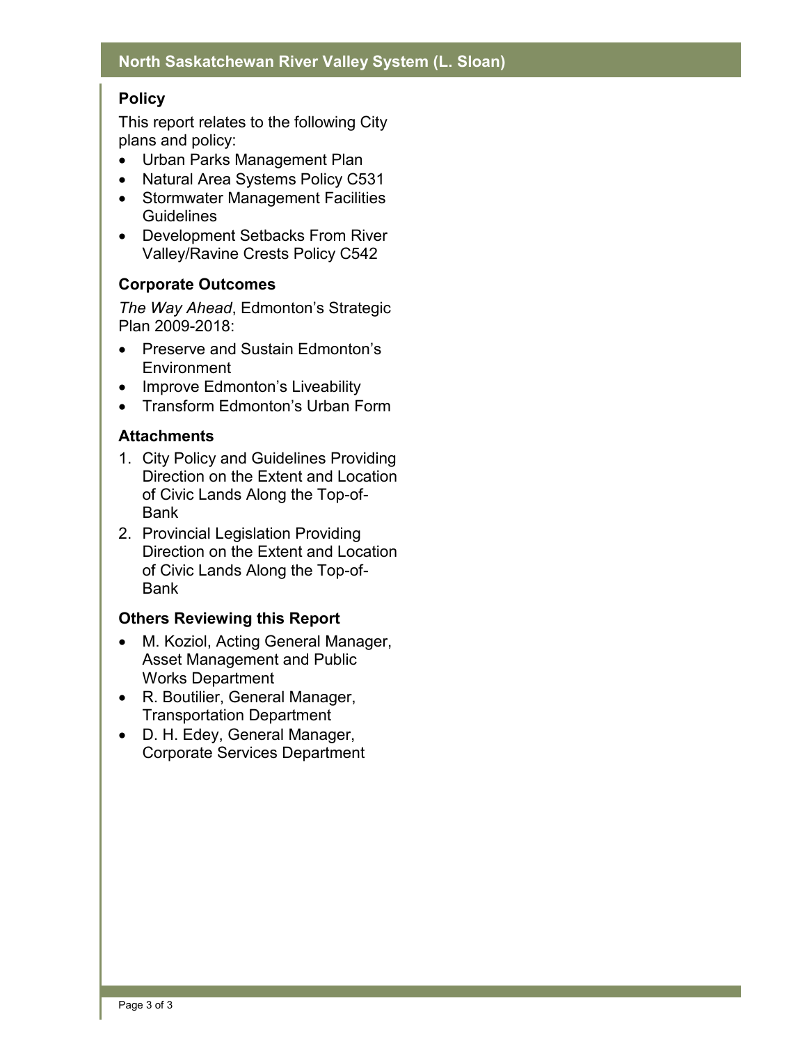### Policy

This report relates to the following City plans and policy:

- Urban Parks Management Plan
- Natural Area Systems Policy C531
- Stormwater Management Facilities Guidelines
- Development Setbacks From River Valley/Ravine Crests Policy C542

### Corporate Outcomes

*The Way Ahead*, Edmonton's Strategic Plan 2009-2018:

- Preserve and Sustain Edmonton's Environment
- Improve Edmonton's Liveability
- Transform Edmonton's Urban Form

### Attachments

1. City Policy and Guidelines Providing Direction on the Extent and Location of Civic Lands Along the Top-of-Bank
2. Provincial Legislation Providing Direction on the Extent and Location of Civic Lands Along the Top-of-Bank

### Others Reviewing this Report

- M. Koziol, Acting General Manager, Asset Management and Public Works Department
- R. Boutilier, General Manager, Transportation Department
- D. H. Edey, General Manager, Corporate Services Department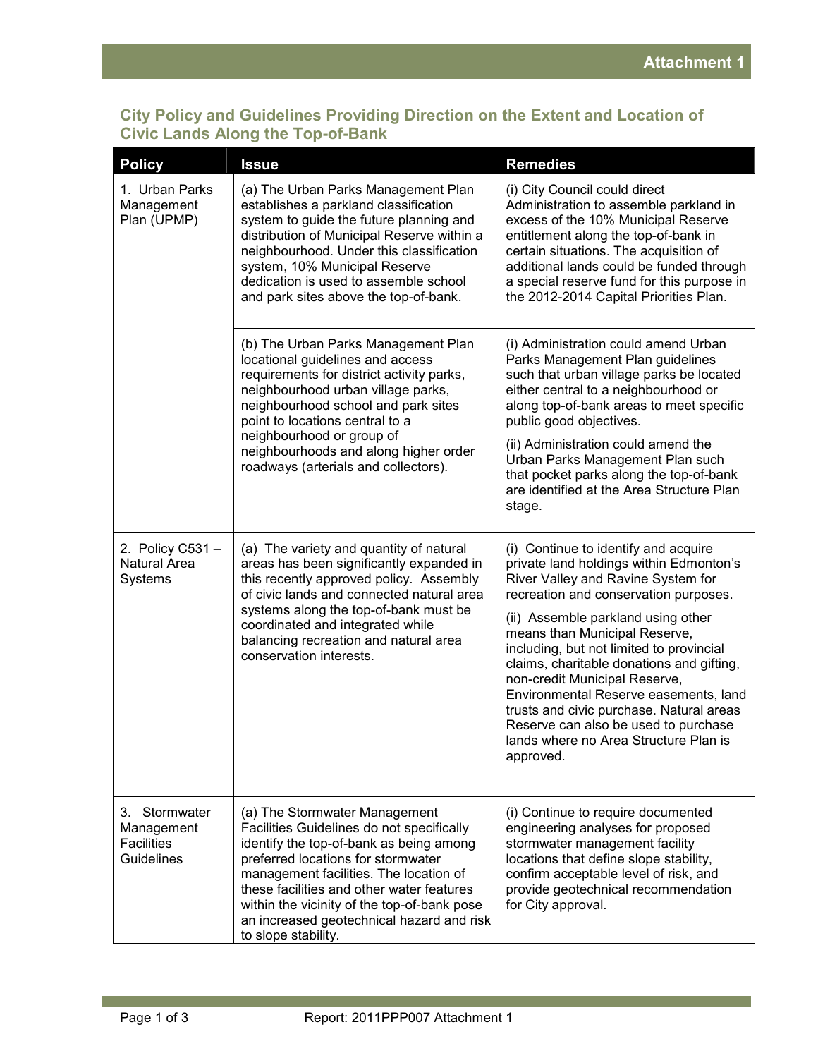## City Policy and Guidelines Providing Direction on the Extent and Location of Civic Lands Along the Top-of-Bank

| Policy | Issue | Remedies |
|---|---|---|
| 1. Urban Parks Management Plan (UPMP) | (a) The Urban Parks Management Plan establishes a parkland classification system to guide the future planning and distribution of Municipal Reserve within a neighbourhood. Under this classification system, 10% Municipal Reserve dedication is used to assemble school and park sites above the top-of-bank. | (i) City Council could direct Administration to assemble parkland in excess of the 10% Municipal Reserve entitlement along the top-of-bank in certain situations. The acquisition of additional lands could be funded through a special reserve fund for this purpose in the 2012-2014 Capital Priorities Plan. |
| | (b) The Urban Parks Management Plan locational guidelines and access requirements for district activity parks, neighbourhood urban village parks, neighbourhood school and park sites point to locations central to a neighbourhood or group of neighbourhoods and along higher order roadways (arterials and collectors). | (i) Administration could amend Urban Parks Management Plan guidelines such that urban village parks be located either central to a neighbourhood or along top-of-bank areas to meet specific public good objectives.<br><br>(ii) Administration could amend the Urban Parks Management Plan such that pocket parks along the top-of-bank are identified at the Area Structure Plan stage. |
| 2. Policy C531 – Natural Area Systems | (a) The variety and quantity of natural areas has been significantly expanded in this recently approved policy. Assembly of civic lands and connected natural area systems along the top-of-bank must be coordinated and integrated while balancing recreation and natural area conservation interests. | (i) Continue to identify and acquire private land holdings within Edmonton's River Valley and Ravine System for recreation and conservation purposes.<br><br>(ii) Assemble parkland using other means than Municipal Reserve, including, but not limited to provincial claims, charitable donations and gifting, non-credit Municipal Reserve, Environmental Reserve easements, land trusts and civic purchase. Natural areas Reserve can also be used to purchase lands where no Area Structure Plan is approved. |
| 3. Stormwater Management Facilities Guidelines | (a) The Stormwater Management Facilities Guidelines do not specifically identify the top-of-bank as being among preferred locations for stormwater management facilities. The location of these facilities and other water features within the vicinity of the top-of-bank pose an increased geotechnical hazard and risk to slope stability. | (i) Continue to require documented engineering analyses for proposed stormwater management facility locations that define slope stability, confirm acceptable level of risk, and provide geotechnical recommendation for City approval. |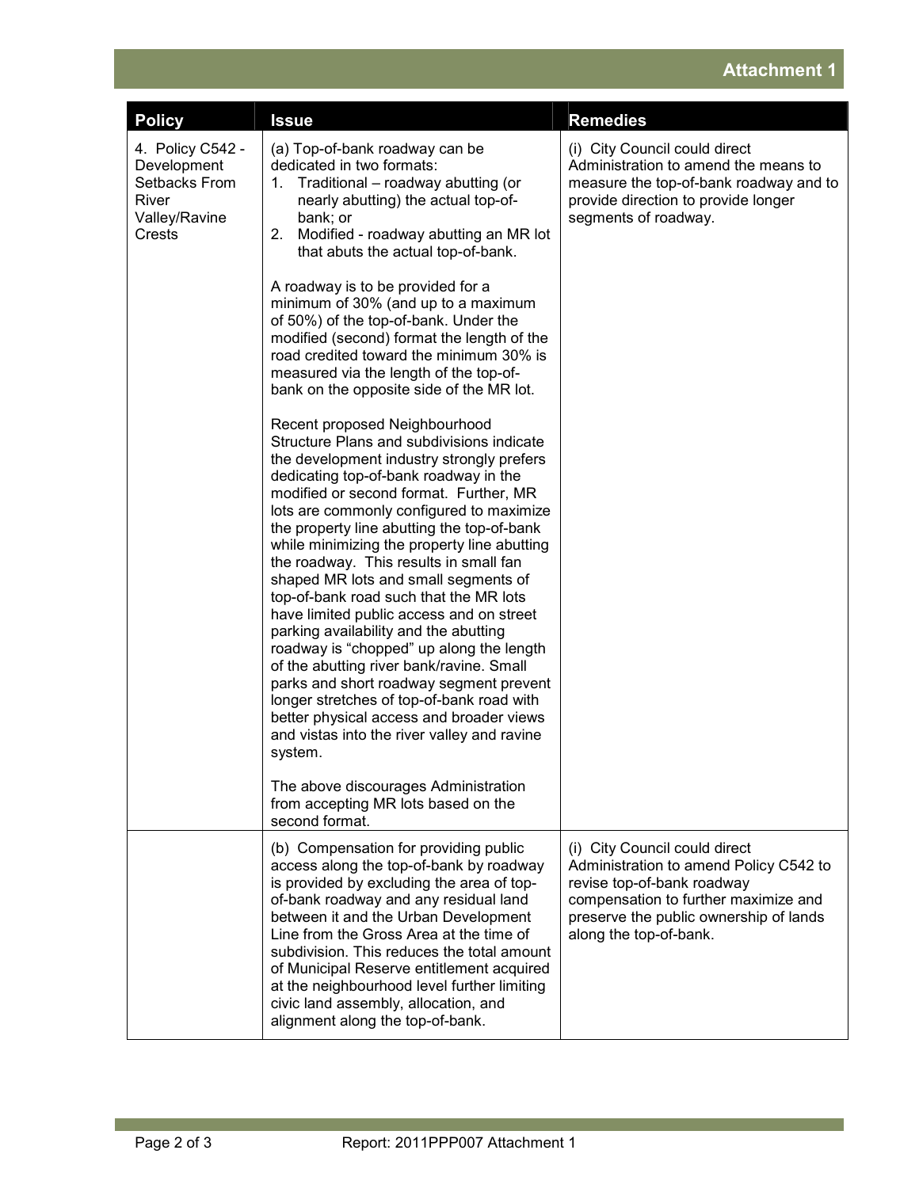**Attachment 1**

| Policy | Issue | Remedies |
|---|---|---|
| 4. Policy C542 - Development Setbacks From River Valley/Ravine Crests | (a) Top-of-bank roadway can be dedicated in two formats:<br>1. Traditional – roadway abutting (or nearly abutting) the actual top-of-bank; or<br>2. Modified - roadway abutting an MR lot that abuts the actual top-of-bank.<br><br>A roadway is to be provided for a minimum of 30% (and up to a maximum of 50%) of the top-of-bank. Under the modified (second) format the length of the road credited toward the minimum 30% is measured via the length of the top-of-bank on the opposite side of the MR lot.<br><br>Recent proposed Neighbourhood Structure Plans and subdivisions indicate the development industry strongly prefers dedicating top-of-bank roadway in the modified or second format. Further, MR lots are commonly configured to maximize the property line abutting the top-of-bank while minimizing the property line abutting the roadway. This results in small fan shaped MR lots and small segments of top-of-bank road such that the MR lots have limited public access and on street parking availability and the abutting roadway is "chopped" up along the length of the abutting river bank/ravine. Small parks and short roadway segment prevent longer stretches of top-of-bank road with better physical access and broader views and vistas into the river valley and ravine system.<br><br>The above discourages Administration from accepting MR lots based on the second format. | (i) City Council could direct Administration to amend the means to measure the top-of-bank roadway and to provide direction to provide longer segments of roadway. |
| | (b) Compensation for providing public access along the top-of-bank by roadway is provided by excluding the area of top-of-bank roadway and any residual land between it and the Urban Development Line from the Gross Area at the time of subdivision. This reduces the total amount of Municipal Reserve entitlement acquired at the neighbourhood level further limiting civic land assembly, allocation, and alignment along the top-of-bank. | (i) City Council could direct Administration to amend Policy C542 to revise top-of-bank roadway compensation to further maximize and preserve the public ownership of lands along the top-of-bank. |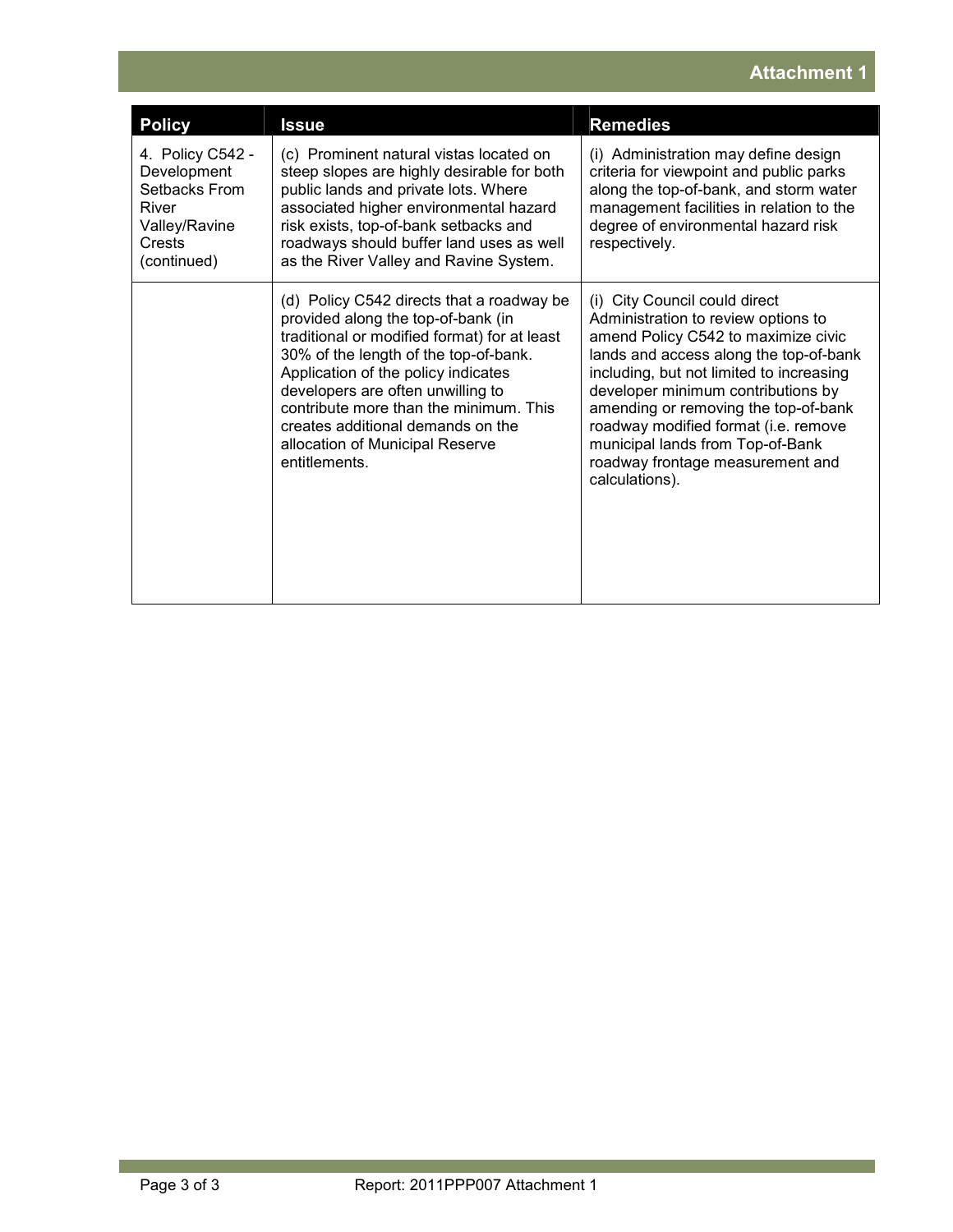| Policy | Issue | Remedies |
|---|---|---|
| 4. Policy C542 - Development Setbacks From River Valley/Ravine Crests (continued) | (c) Prominent natural vistas located on steep slopes are highly desirable for both public lands and private lots. Where associated higher environmental hazard risk exists, top-of-bank setbacks and roadways should buffer land uses as well as the River Valley and Ravine System. | (i) Administration may define design criteria for viewpoint and public parks along the top-of-bank, and storm water management facilities in relation to the degree of environmental hazard risk respectively. |
| | (d) Policy C542 directs that a roadway be provided along the top-of-bank (in traditional or modified format) for at least 30% of the length of the top-of-bank. Application of the policy indicates developers are often unwilling to contribute more than the minimum. This creates additional demands on the allocation of Municipal Reserve entitlements. | (i) City Council could direct Administration to review options to amend Policy C542 to maximize civic lands and access along the top-of-bank including, but not limited to increasing developer minimum contributions by amending or removing the top-of-bank roadway modified format (i.e. remove municipal lands from Top-of-Bank roadway frontage measurement and calculations). |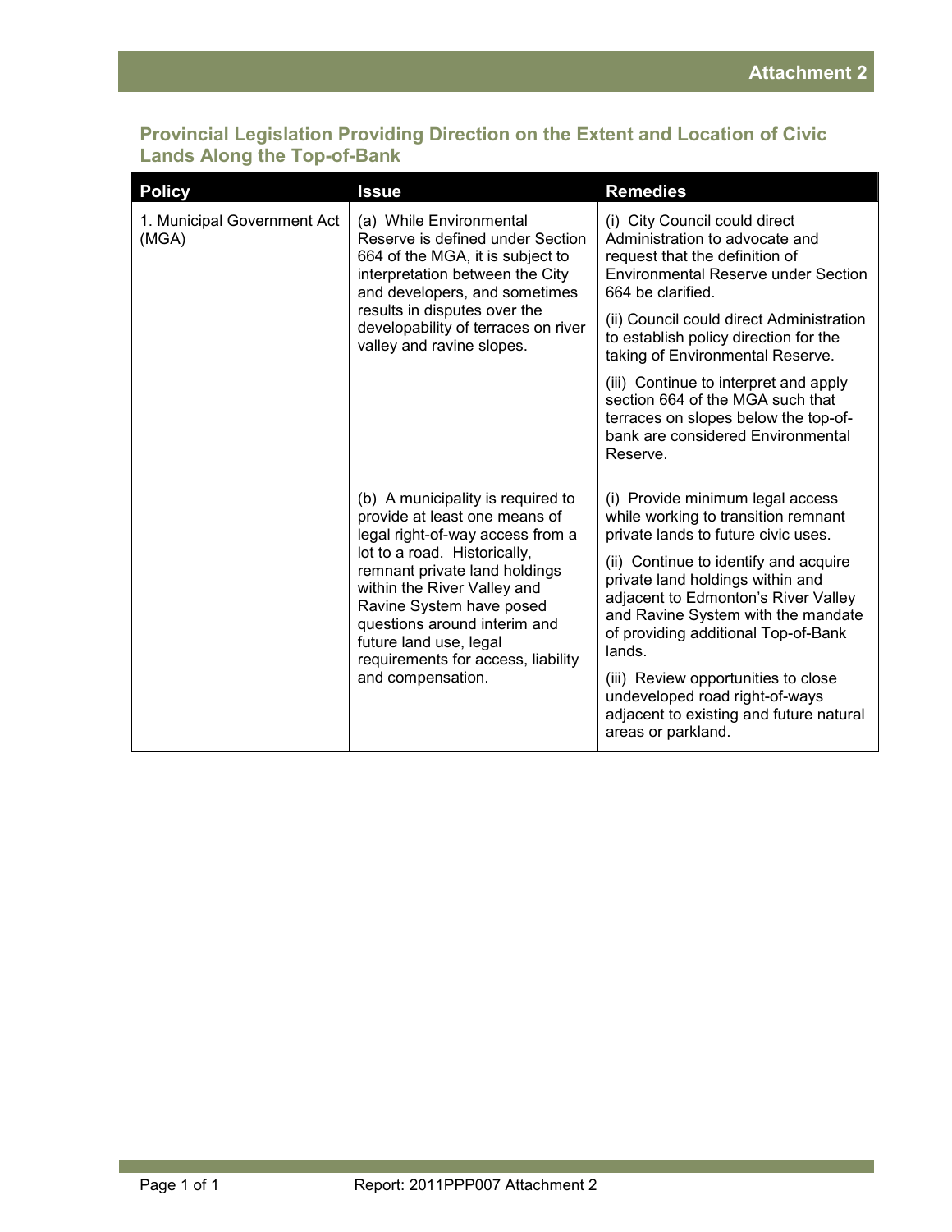**Attachment 2**

## Provincial Legislation Providing Direction on the Extent and Location of Civic Lands Along the Top-of-Bank

| Policy | Issue | Remedies |
|---|---|---|
| 1. Municipal Government Act (MGA) | (a) While Environmental Reserve is defined under Section 664 of the MGA, it is subject to interpretation between the City and developers, and sometimes results in disputes over the developability of terraces on river valley and ravine slopes. | (i) City Council could direct Administration to advocate and request that the definition of Environmental Reserve under Section 664 be clarified.<br><br>(ii) Council could direct Administration to establish policy direction for the taking of Environmental Reserve.<br><br>(iii) Continue to interpret and apply section 664 of the MGA such that terraces on slopes below the top-of-bank are considered Environmental Reserve. |
| | (b) A municipality is required to provide at least one means of legal right-of-way access from a lot to a road. Historically, remnant private land holdings within the River Valley and Ravine System have posed questions around interim and future land use, legal requirements for access, liability and compensation. | (i) Provide minimum legal access while working to transition remnant private lands to future civic uses.<br><br>(ii) Continue to identify and acquire private land holdings within and adjacent to Edmonton's River Valley and Ravine System with the mandate of providing additional Top-of-Bank lands.<br><br>(iii) Review opportunities to close undeveloped road right-of-ways adjacent to existing and future natural areas or parkland. |

Report: 2011PPP007 Attachment 2